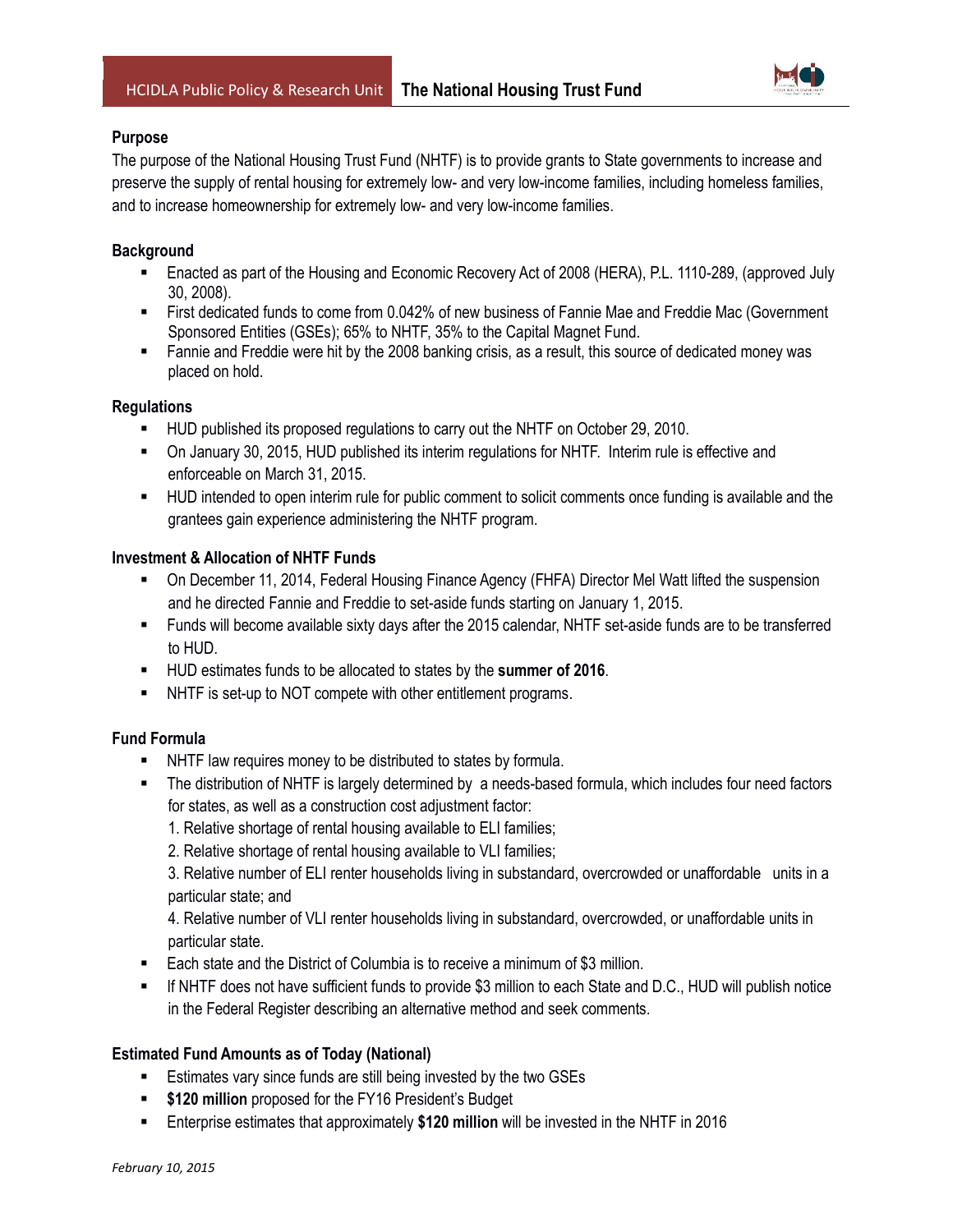# The National Housing Trust Fund

HCIDLA Public Policy & Research Unit

**Purpose**

The purpose of the National Housing Trust Fund (NHTF) is to provide grants to State governments to increase and preserve the supply of rental housing for extremely low- and very low-income families, including homeless families, and to increase homeownership for extremely low- and very low-income families.

**Background**

- Enacted as part of the Housing and Economic Recovery Act of 2008 (HERA), P.L. 1110-289, (approved July 30, 2008).
- First dedicated funds to come from 0.042% of new business of Fannie Mae and Freddie Mac (Government Sponsored Entities (GSEs); 65% to NHTF, 35% to the Capital Magnet Fund.
- Fannie and Freddie were hit by the 2008 banking crisis, as a result, this source of dedicated money was placed on hold.

**Regulations**

- HUD published its proposed regulations to carry out the NHTF on October 29, 2010.
- On January 30, 2015, HUD published its interim regulations for NHTF. Interim rule is effective and enforceable on March 31, 2015.
- HUD intended to open interim rule for public comment to solicit comments once funding is available and the grantees gain experience administering the NHTF program.

**Investment & Allocation of NHTF Funds**

- On December 11, 2014, Federal Housing Finance Agency (FHFA) Director Mel Watt lifted the suspension and he directed Fannie and Freddie to set-aside funds starting on January 1, 2015.
- Funds will become available sixty days after the 2015 calendar, NHTF set-aside funds are to be transferred to HUD.
- HUD estimates funds to be allocated to states by the **summer of 2016**.
- NHTF is set-up to NOT compete with other entitlement programs.

**Fund Formula**

- NHTF law requires money to be distributed to states by formula.
- The distribution of NHTF is largely determined by a needs-based formula, which includes four need factors for states, as well as a construction cost adjustment factor:
  1. Relative shortage of rental housing available to ELI families;
  2. Relative shortage of rental housing available to VLI families;
  3. Relative number of ELI renter households living in substandard, overcrowded or unaffordable units in a particular state; and
  4. Relative number of VLI renter households living in substandard, overcrowded, or unaffordable units in particular state.
- Each state and the District of Columbia is to receive a minimum of $3 million.
- If NHTF does not have sufficient funds to provide $3 million to each State and D.C., HUD will publish notice in the Federal Register describing an alternative method and seek comments.

**Estimated Fund Amounts as of Today (National)**

- Estimates vary since funds are still being invested by the two GSEs
- **$120 million** proposed for the FY16 President's Budget
- Enterprise estimates that approximately **$120 million** will be invested in the NHTF in 2016

*February 10, 2015*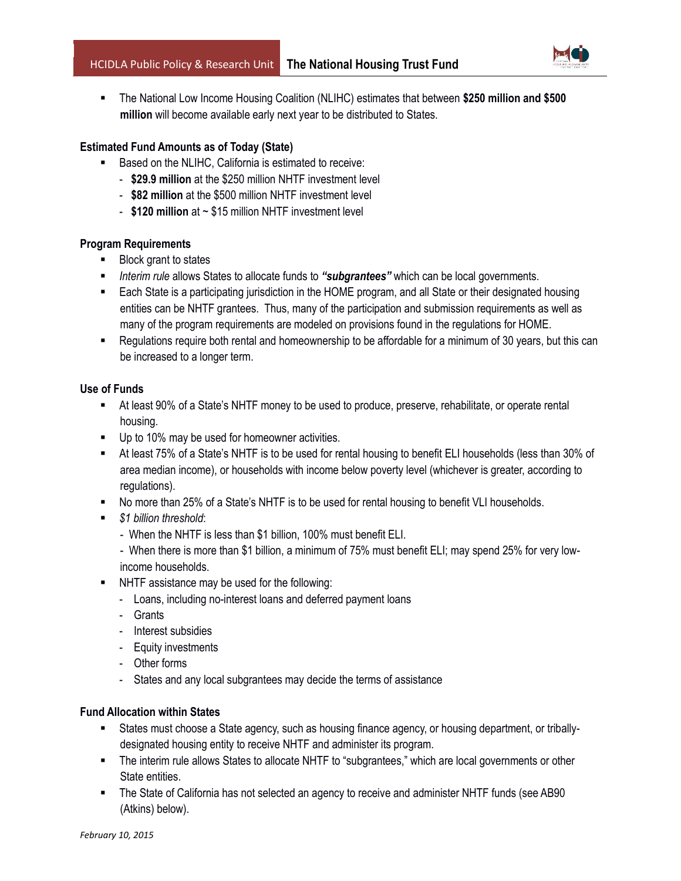- The National Low Income Housing Coalition (NLIHC) estimates that between **$250 million and $500 million** will become available early next year to be distributed to States.

### Estimated Fund Amounts as of Today (State)

- Based on the NLIHC, California is estimated to receive:
  - **$29.9 million** at the $250 million NHTF investment level
  - **$82 million** at the $500 million NHTF investment level
  - **$120 million** at ~ $15 million NHTF investment level

### Program Requirements

- Block grant to states
- *Interim rule* allows States to allocate funds to ***"subgrantees"*** which can be local governments.
- Each State is a participating jurisdiction in the HOME program, and all State or their designated housing entities can be NHTF grantees. Thus, many of the participation and submission requirements as well as many of the program requirements are modeled on provisions found in the regulations for HOME.
- Regulations require both rental and homeownership to be affordable for a minimum of 30 years, but this can be increased to a longer term.

### Use of Funds

- At least 90% of a State's NHTF money to be used to produce, preserve, rehabilitate, or operate rental housing.
- Up to 10% may be used for homeowner activities.
- At least 75% of a State's NHTF is to be used for rental housing to benefit ELI households (less than 30% of area median income), or households with income below poverty level (whichever is greater, according to regulations).
- No more than 25% of a State's NHTF is to be used for rental housing to benefit VLI households.
- *$1 billion threshold*:
  - When the NHTF is less than $1 billion, 100% must benefit ELI.
  - When there is more than $1 billion, a minimum of 75% must benefit ELI; may spend 25% for very low-income households.
- NHTF assistance may be used for the following:
  - Loans, including no-interest loans and deferred payment loans
  - Grants
  - Interest subsidies
  - Equity investments
  - Other forms
  - States and any local subgrantees may decide the terms of assistance

### Fund Allocation within States

- States must choose a State agency, such as housing finance agency, or housing department, or tribally-designated housing entity to receive NHTF and administer its program.
- The interim rule allows States to allocate NHTF to "subgrantees," which are local governments or other State entities.
- The State of California has not selected an agency to receive and administer NHTF funds (see AB90 (Atkins) below).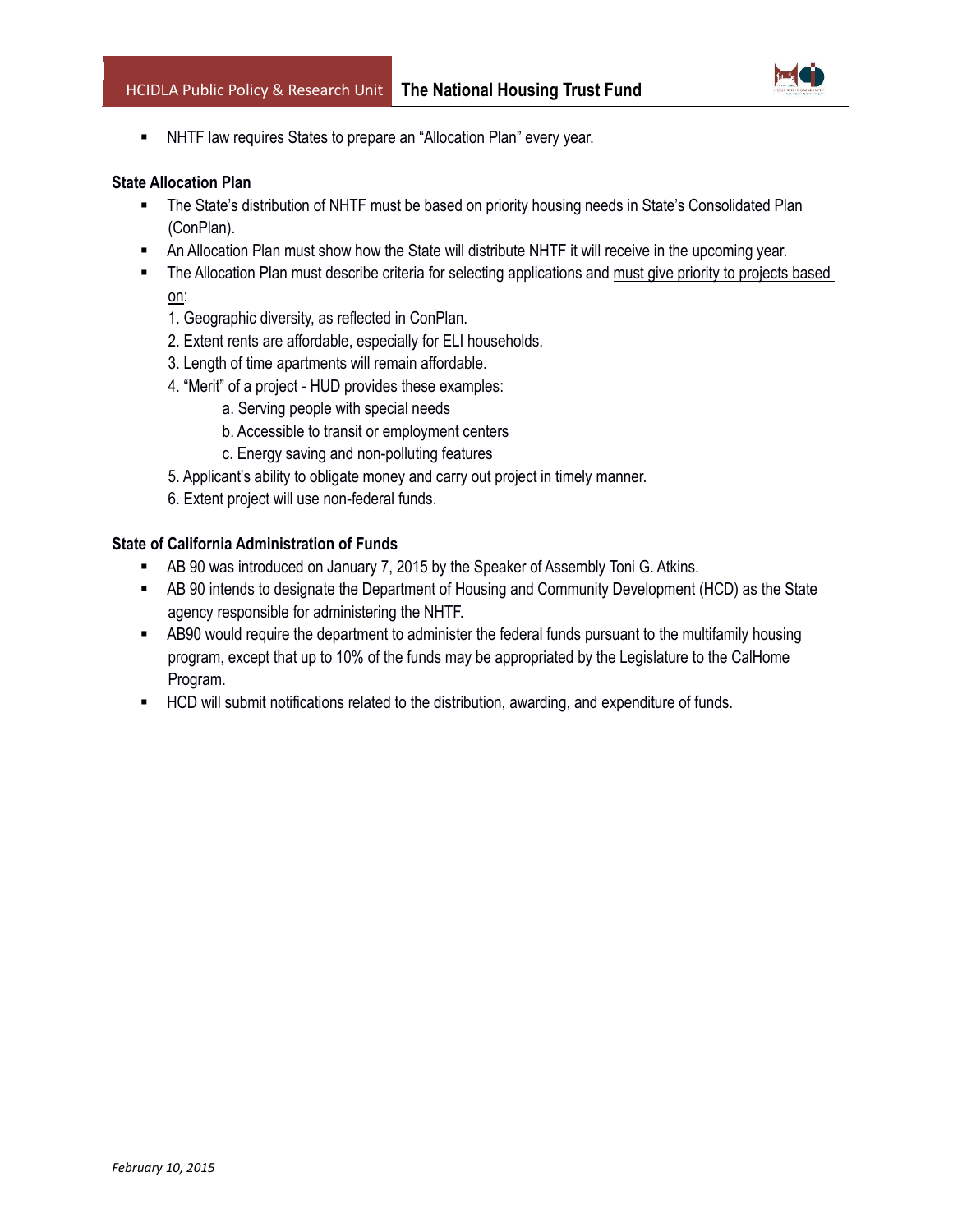- NHTF law requires States to prepare an "Allocation Plan" every year.

**State Allocation Plan**

- The State's distribution of NHTF must be based on priority housing needs in State's Consolidated Plan (ConPlan).
- An Allocation Plan must show how the State will distribute NHTF it will receive in the upcoming year.
- The Allocation Plan must describe criteria for selecting applications and must give priority to projects based on:
  1. Geographic diversity, as reflected in ConPlan.
  2. Extent rents are affordable, especially for ELI households.
  3. Length of time apartments will remain affordable.
  4. "Merit" of a project - HUD provides these examples:
     a. Serving people with special needs
     b. Accessible to transit or employment centers
     c. Energy saving and non-polluting features
  5. Applicant's ability to obligate money and carry out project in timely manner.
  6. Extent project will use non-federal funds.

**State of California Administration of Funds**

- AB 90 was introduced on January 7, 2015 by the Speaker of Assembly Toni G. Atkins.
- AB 90 intends to designate the Department of Housing and Community Development (HCD) as the State agency responsible for administering the NHTF.
- AB90 would require the department to administer the federal funds pursuant to the multifamily housing program, except that up to 10% of the funds may be appropriated by the Legislature to the CalHome Program.
- HCD will submit notifications related to the distribution, awarding, and expenditure of funds.